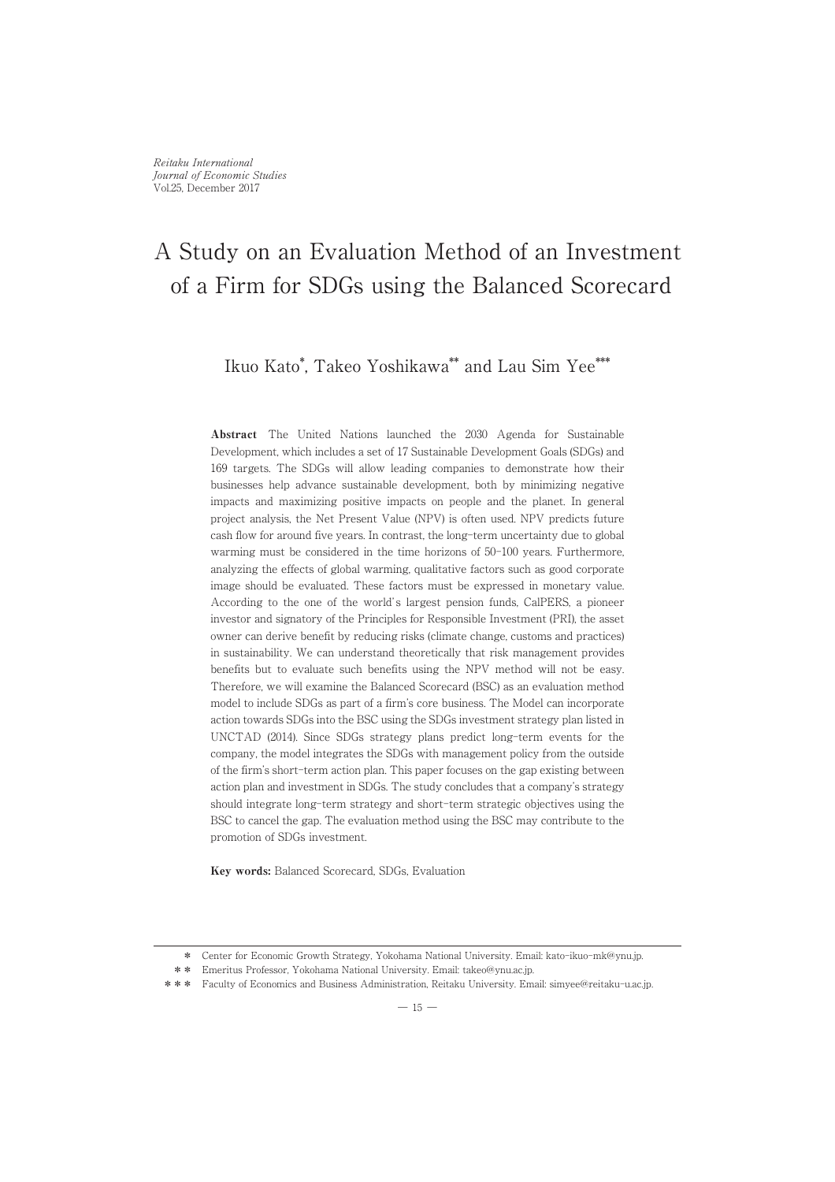*Reitaku International*
*Journal of Economic Studies*
Vol.25, December 2017

# A Study on an Evaluation Method of an Investment of a Firm for SDGs using the Balanced Scorecard

Ikuo Kato*, Takeo Yoshikawa** and Lau Sim Yee***

**Abstract** The United Nations launched the 2030 Agenda for Sustainable Development, which includes a set of 17 Sustainable Development Goals (SDGs) and 169 targets. The SDGs will allow leading companies to demonstrate how their businesses help advance sustainable development, both by minimizing negative impacts and maximizing positive impacts on people and the planet. In general project analysis, the Net Present Value (NPV) is often used. NPV predicts future cash flow for around five years. In contrast, the long-term uncertainty due to global warming must be considered in the time horizons of 50-100 years. Furthermore, analyzing the effects of global warming, qualitative factors such as good corporate image should be evaluated. These factors must be expressed in monetary value. According to the one of the world's largest pension funds, CalPERS, a pioneer investor and signatory of the Principles for Responsible Investment (PRI), the asset owner can derive benefit by reducing risks (climate change, customs and practices) in sustainability. We can understand theoretically that risk management provides benefits but to evaluate such benefits using the NPV method will not be easy. Therefore, we will examine the Balanced Scorecard (BSC) as an evaluation method model to include SDGs as part of a firm's core business. The Model can incorporate action towards SDGs into the BSC using the SDGs investment strategy plan listed in UNCTAD (2014). Since SDGs strategy plans predict long-term events for the company, the model integrates the SDGs with management policy from the outside of the firm's short-term action plan. This paper focuses on the gap existing between action plan and investment in SDGs. The study concludes that a company's strategy should integrate long-term strategy and short-term strategic objectives using the BSC to cancel the gap. The evaluation method using the BSC may contribute to the promotion of SDGs investment.

**Key words:** Balanced Scorecard, SDGs, Evaluation

---

\* Center for Economic Growth Strategy, Yokohama National University. Email: kato-ikuo-mk@ynu.jp.

\** Emeritus Professor, Yokohama National University. Email: takeo@ynu.ac.jp.

\*** Faculty of Economics and Business Administration, Reitaku University. Email: simyee@reitaku-u.ac.jp.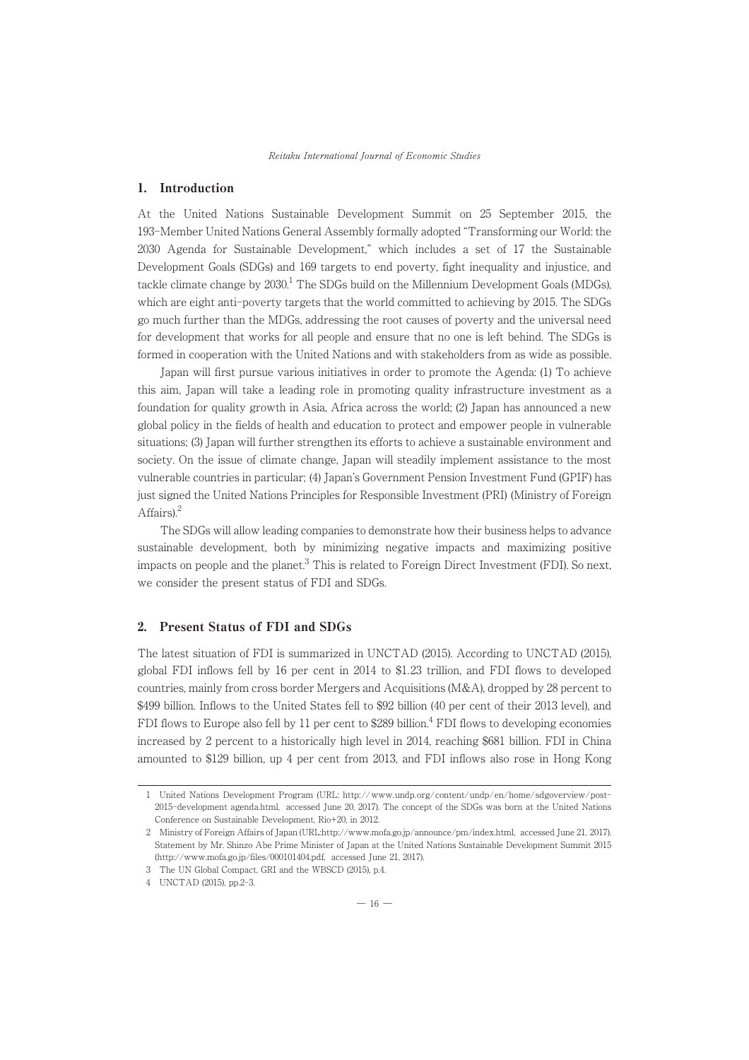## 1. Introduction

At the United Nations Sustainable Development Summit on 25 September 2015, the 193-Member United Nations General Assembly formally adopted "Transforming our World: the 2030 Agenda for Sustainable Development," which includes a set of 17 the Sustainable Development Goals (SDGs) and 169 targets to end poverty, fight inequality and injustice, and tackle climate change by 2030.[1] The SDGs build on the Millennium Development Goals (MDGs), which are eight anti-poverty targets that the world committed to achieving by 2015. The SDGs go much further than the MDGs, addressing the root causes of poverty and the universal need for development that works for all people and ensure that no one is left behind. The SDGs is formed in cooperation with the United Nations and with stakeholders from as wide as possible.

Japan will first pursue various initiatives in order to promote the Agenda: (1) To achieve this aim, Japan will take a leading role in promoting quality infrastructure investment as a foundation for quality growth in Asia, Africa across the world; (2) Japan has announced a new global policy in the fields of health and education to protect and empower people in vulnerable situations; (3) Japan will further strengthen its efforts to achieve a sustainable environment and society. On the issue of climate change, Japan will steadily implement assistance to the most vulnerable countries in particular; (4) Japan's Government Pension Investment Fund (GPIF) has just signed the United Nations Principles for Responsible Investment (PRI) (Ministry of Foreign Affairs).[2]

The SDGs will allow leading companies to demonstrate how their business helps to advance sustainable development, both by minimizing negative impacts and maximizing positive impacts on people and the planet.[3] This is related to Foreign Direct Investment (FDI). So next, we consider the present status of FDI and SDGs.

## 2. Present Status of FDI and SDGs

The latest situation of FDI is summarized in UNCTAD (2015). According to UNCTAD (2015), global FDI inflows fell by 16 per cent in 2014 to $1.23 trillion, and FDI flows to developed countries, mainly from cross border Mergers and Acquisitions (M&A), dropped by 28 percent to $499 billion. Inflows to the United States fell to $92 billion (40 per cent of their 2013 level), and FDI flows to Europe also fell by 11 per cent to $289 billion.[4] FDI flows to developing economies increased by 2 percent to a historically high level in 2014, reaching $681 billion. FDI in China amounted to $129 billion, up 4 per cent from 2013, and FDI inflows also rose in Hong Kong

---

1 United Nations Development Program (URL: http://www.undp.org/content/undp/en/home/sdgoverview/post-2015-development agenda.html, accessed June 20, 2017). The concept of the SDGs was born at the United Nations Conference on Sustainable Development, Rio+20, in 2012.

2 Ministry of Foreign Affairs of Japan (URL:http://www.mofa.go.jp/announce/pm/index.html, accessed June 21, 2017). Statement by Mr. Shinzo Abe Prime Minister of Japan at the United Nations Sustainable Development Summit 2015 (http://www.mofa.go.jp/files/000101404.pdf, accessed June 21, 2017).

3 The UN Global Compact, GRI and the WBSCD (2015), p.4.

4 UNCTAD (2015), pp.2-3.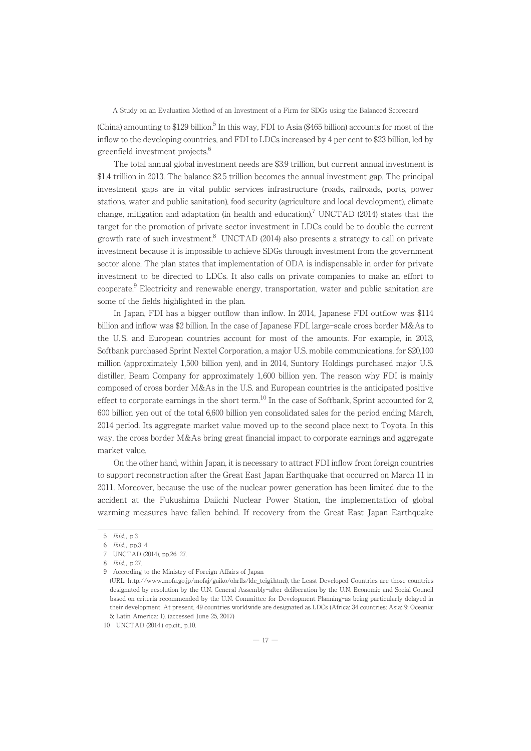(China) amounting to $129 billion.[5] In this way, FDI to Asia ($465 billion) accounts for most of the inflow to the developing countries, and FDI to LDCs increased by 4 per cent to $23 billion, led by greenfield investment projects.[6]

The total annual global investment needs are $3.9 trillion, but current annual investment is $1.4 trillion in 2013. The balance $2.5 trillion becomes the annual investment gap. The principal investment gaps are in vital public services infrastructure (roads, railroads, ports, power stations, water and public sanitation), food security (agriculture and local development), climate change, mitigation and adaptation (in health and education).[7] UNCTAD (2014) states that the target for the promotion of private sector investment in LDCs could be to double the current growth rate of such investment.[8] UNCTAD (2014) also presents a strategy to call on private investment because it is impossible to achieve SDGs through investment from the government sector alone. The plan states that implementation of ODA is indispensable in order for private investment to be directed to LDCs. It also calls on private companies to make an effort to cooperate.[9] Electricity and renewable energy, transportation, water and public sanitation are some of the fields highlighted in the plan.

In Japan, FDI has a bigger outflow than inflow. In 2014, Japanese FDI outflow was $114 billion and inflow was $2 billion. In the case of Japanese FDI, large-scale cross border M&As to the U.S. and European countries account for most of the amounts. For example, in 2013, Softbank purchased Sprint Nextel Corporation, a major U.S. mobile communications, for $20,100 million (approximately 1,500 billion yen), and in 2014, Suntory Holdings purchased major U.S. distiller, Beam Company for approximately 1,600 billion yen. The reason why FDI is mainly composed of cross border M&As in the U.S. and European countries is the anticipated positive effect to corporate earnings in the short term.[10] In the case of Softbank, Sprint accounted for 2, 600 billion yen out of the total 6,600 billion yen consolidated sales for the period ending March, 2014 period. Its aggregate market value moved up to the second place next to Toyota. In this way, the cross border M&As bring great financial impact to corporate earnings and aggregate market value.

On the other hand, within Japan, it is necessary to attract FDI inflow from foreign countries to support reconstruction after the Great East Japan Earthquake that occurred on March 11 in 2011. Moreover, because the use of the nuclear power generation has been limited due to the accident at the Fukushima Daiichi Nuclear Power Station, the implementation of global warming measures have fallen behind. If recovery from the Great East Japan Earthquake

---

5 *Ibid.*, p.3

6 *Ibid.*, pp.3-4.

7 UNCTAD (2014), pp.26-27.

8 *Ibid.*, p.27.

9 According to the Ministry of Foreign Affairs of Japan (URL: http://www.mofa.go.jp/mofaj/gaiko/ohrlls/ldc_teigi.html), the Least Developed Countries are those countries designated by resolution by the U.N. General Assembly-after deliberation by the U.N. Economic and Social Council based on criteria recommended by the U.N. Committee for Development Planning-as being particularly delayed in their development. At present, 49 countries worldwide are designated as LDCs (Africa: 34 countries; Asia: 9; Oceania: 5; Latin America: 1). (accessed June 25, 2017)

10 UNCTAD (2014,) op.cit., p.10.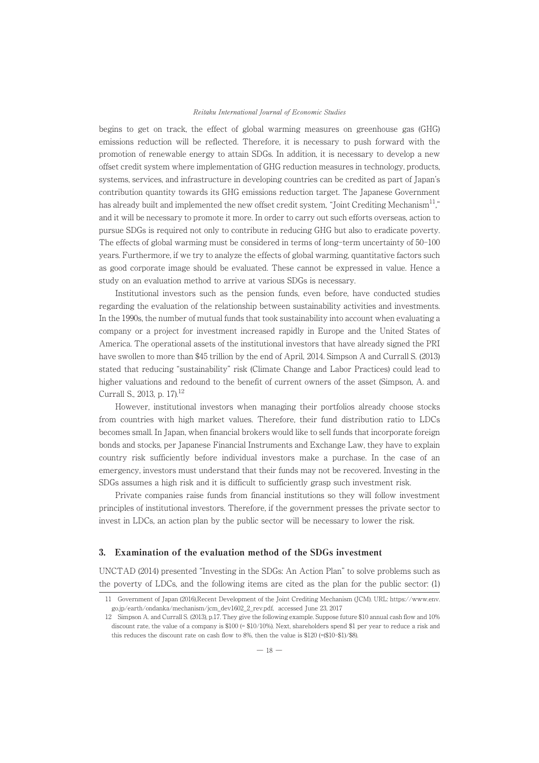begins to get on track, the effect of global warming measures on greenhouse gas (GHG) emissions reduction will be reflected. Therefore, it is necessary to push forward with the promotion of renewable energy to attain SDGs. In addition, it is necessary to develop a new offset credit system where implementation of GHG reduction measures in technology, products, systems, services, and infrastructure in developing countries can be credited as part of Japan's contribution quantity towards its GHG emissions reduction target. The Japanese Government has already built and implemented the new offset credit system, "Joint Crediting Mechanism[11]," and it will be necessary to promote it more. In order to carry out such efforts overseas, action to pursue SDGs is required not only to contribute in reducing GHG but also to eradicate poverty. The effects of global warming must be considered in terms of long-term uncertainty of 50-100 years. Furthermore, if we try to analyze the effects of global warming, quantitative factors such as good corporate image should be evaluated. These cannot be expressed in value. Hence a study on an evaluation method to arrive at various SDGs is necessary.

Institutional investors such as the pension funds, even before, have conducted studies regarding the evaluation of the relationship between sustainability activities and investments. In the 1990s, the number of mutual funds that took sustainability into account when evaluating a company or a project for investment increased rapidly in Europe and the United States of America. The operational assets of the institutional investors that have already signed the PRI have swollen to more than $45 trillion by the end of April, 2014. Simpson A and Currall S. (2013) stated that reducing "sustainability" risk (Climate Change and Labor Practices) could lead to higher valuations and redound to the benefit of current owners of the asset (Simpson, A. and Currall S., 2013, p. 17).[12]

However, institutional investors when managing their portfolios already choose stocks from countries with high market values. Therefore, their fund distribution ratio to LDCs becomes small. In Japan, when financial brokers would like to sell funds that incorporate foreign bonds and stocks, per Japanese Financial Instruments and Exchange Law, they have to explain country risk sufficiently before individual investors make a purchase. In the case of an emergency, investors must understand that their funds may not be recovered. Investing in the SDGs assumes a high risk and it is difficult to sufficiently grasp such investment risk.

Private companies raise funds from financial institutions so they will follow investment principles of institutional investors. Therefore, if the government presses the private sector to invest in LDCs, an action plan by the public sector will be necessary to lower the risk.

## 3. Examination of the evaluation method of the SDGs investment

UNCTAD (2014) presented "Investing in the SDGs: An Action Plan" to solve problems such as the poverty of LDCs, and the following items are cited as the plan for the public sector: (1)

---

11 Government of Japan (2016),Recent Development of the Joint Crediting Mechanism (JCM). URL: https://www.env.go.jp/earth/ondanka/mechanism/jcm_dev1602_2_rev.pdf, accessed June 23, 2017

12 Simpson A. and Currall S. (2013), p.17. They give the following example. Suppose future $10 annual cash flow and 10% discount rate, the value of a company is $100 (= $10/10%). Next, shareholders spend $1 per year to reduce a risk and this reduces the discount rate on cash flow to 8%, then the value is $120 (=($10-$1)/$8).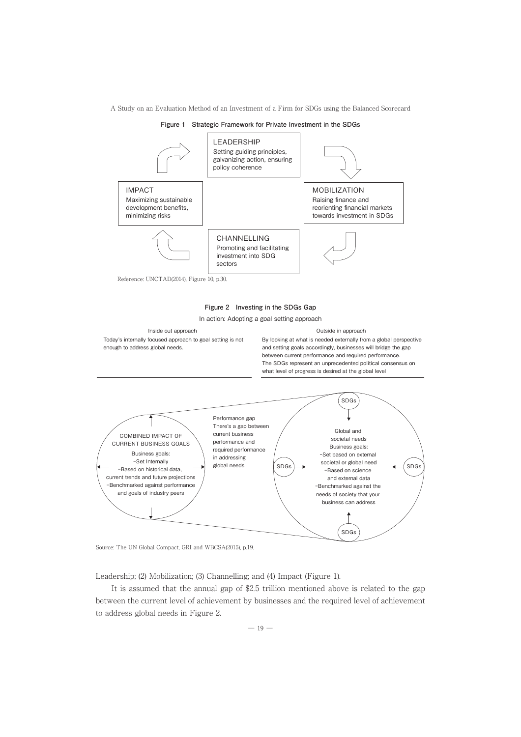**Figure 1　Strategic Framework for Private Investment in the SDGs**

LEADERSHIP
Setting guiding principles, galvanizing action, ensuring policy coherence

MOBILIZATION
Raising finance and reorienting financial markets towards investment in SDGs

CHANNELLING
Promoting and facilitating investment into SDG sectors

IMPACT
Maximizing sustainable development benefits, minimizing risks

Reference: UNCTAD(2014), Figure 10, p.30.

**Figure 2　Investing in the SDGs Gap**

In action: Adopting a goal setting approach

| Inside out approach | Outside in approach |
|---|---|
| Today's internally focused approach to goal setting is not enough to address global needs. | By looking at what is needed externally from a global perspective and setting goals accordingly, businesses will bridge the gap between current performance and required performance. The SDGs represent an unprecedented political consensus on what level of progress is desired at the global level |

COMBINED IMPACT OF CURRENT BUSINESS GOALS
Business goals:
-Set Internally
-Based on historical data, current trends and future projections
-Benchmarked against performance and goals of industry peers

Performance gap
There's a gap between current business performance and required performance in addressing global needs

SDGs
Global and societal needs
Business goals:
-Set based on external societal or global need
-Based on science and external data
-Benchmarked against the needs of society that your business can address

Source: The UN Global Compact, GRI and WBCSA(2015), p.19.

Leadership; (2) Mobilization; (3) Channelling; and (4) Impact (Figure 1).

It is assumed that the annual gap of $2.5 trillion mentioned above is related to the gap between the current level of achievement by businesses and the required level of achievement to address global needs in Figure 2.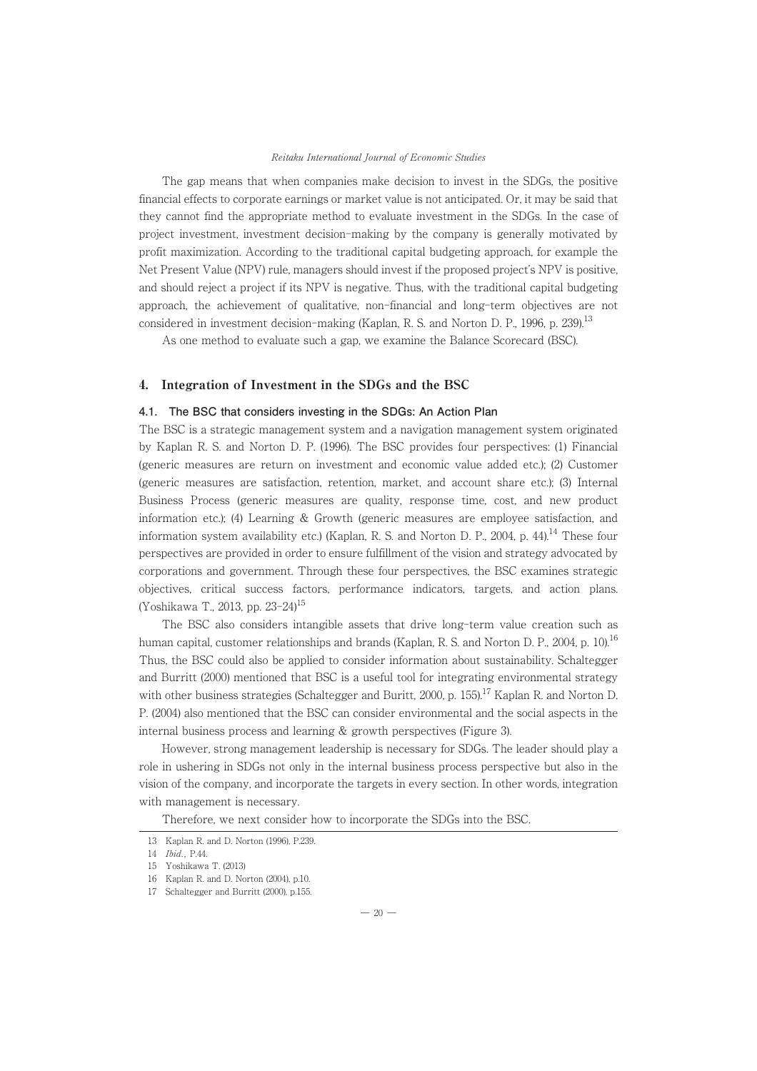The gap means that when companies make decision to invest in the SDGs, the positive financial effects to corporate earnings or market value is not anticipated. Or, it may be said that they cannot find the appropriate method to evaluate investment in the SDGs. In the case of project investment, investment decision-making by the company is generally motivated by profit maximization. According to the traditional capital budgeting approach, for example the Net Present Value (NPV) rule, managers should invest if the proposed project's NPV is positive, and should reject a project if its NPV is negative. Thus, with the traditional capital budgeting approach, the achievement of qualitative, non-financial and long-term objectives are not considered in investment decision-making (Kaplan, R. S. and Norton D. P., 1996, p. 239).[13]

As one method to evaluate such a gap, we examine the Balance Scorecard (BSC).

## 4. Integration of Investment in the SDGs and the BSC

### 4.1. The BSC that considers investing in the SDGs: An Action Plan

The BSC is a strategic management system and a navigation management system originated by Kaplan R. S. and Norton D. P. (1996). The BSC provides four perspectives: (1) Financial (generic measures are return on investment and economic value added etc.); (2) Customer (generic measures are satisfaction, retention, market, and account share etc.); (3) Internal Business Process (generic measures are quality, response time, cost, and new product information etc.); (4) Learning & Growth (generic measures are employee satisfaction, and information system availability etc.) (Kaplan, R. S. and Norton D. P., 2004, p. 44).[14] These four perspectives are provided in order to ensure fulfillment of the vision and strategy advocated by corporations and government. Through these four perspectives, the BSC examines strategic objectives, critical success factors, performance indicators, targets, and action plans. (Yoshikawa T., 2013, pp. 23-24)[15]

The BSC also considers intangible assets that drive long-term value creation such as human capital, customer relationships and brands (Kaplan, R. S. and Norton D. P., 2004, p. 10).[16] Thus, the BSC could also be applied to consider information about sustainability. Schaltegger and Burritt (2000) mentioned that BSC is a useful tool for integrating environmental strategy with other business strategies (Schaltegger and Buritt, 2000, p. 155).[17] Kaplan R. and Norton D. P. (2004) also mentioned that the BSC can consider environmental and the social aspects in the internal business process and learning & growth perspectives (Figure 3).

However, strong management leadership is necessary for SDGs. The leader should play a role in ushering in SDGs not only in the internal business process perspective but also in the vision of the company, and incorporate the targets in every section. In other words, integration with management is necessary.

Therefore, we next consider how to incorporate the SDGs into the BSC.

---

13 Kaplan R. and D. Norton (1996), P.239.

14 *Ibid.*, P.44.

15 Yoshikawa T. (2013)

16 Kaplan R. and D. Norton (2004), p.10.

17 Schaltegger and Burritt (2000), p.155.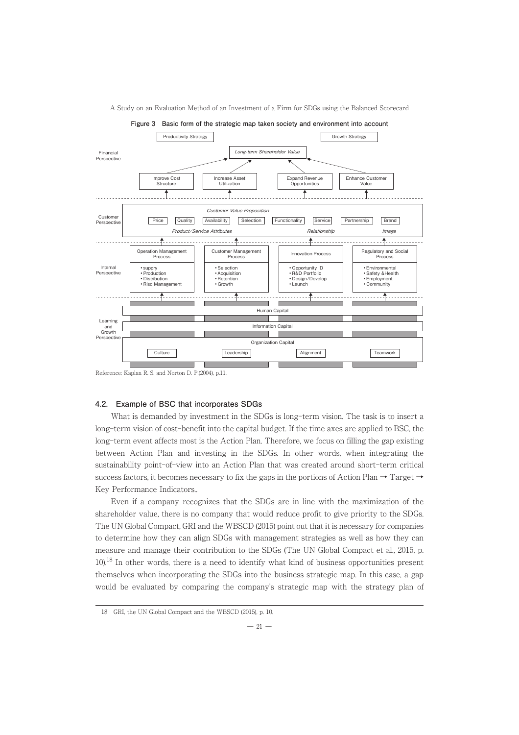**Figure 3 Basic form of the strategic map taken society and environment into account**

| Perspective | | | | | | | | |
|---|---|---|---|---|---|---|---|---|
| Financial Perspective | Productivity Strategy | | | | | | Growth Strategy | |
| | *Long-term Shareholder Value* | | | | | | | |
| | Improve Cost Structure | | Increase Asset Utilization | | Expand Revenue Opportunities | | Enhance Customer Value | |
| Customer Perspective | *Customer Value Proposition* | | | | | | | |
| | Price | Quality | Availability | Selection | Functionality | Service | Partnership | Brand |
| | *Product/Service Attributes* | | | | *Relationship* | | *Image* | |
| Internal Perspective | Operation Management Process | | Customer Management Process | | Innovation Process | | Regulatory and Social Process | |
| | • suppry • Production • Distribution • Risc Management | | • Selection • Acquisition • Retention • Growth | | • Opportunity ID • R&D Portfolio • Design/Develop • Launch | | • Environmental • Safety &Health • Employment • Community | |
| Learning and Growth Perspective | Human Capital | | | | | | | |
| | Information Capital | | | | | | | |
| | Organization Capital | | | | | | | |
| | Culture | | Leadership | | Alignment | | Teamwork | |

Reference: Kaplan R. S. and Norton D. P.(2004), p.11.

### 4.2. Example of BSC that incorporates SDGs

What is demanded by investment in the SDGs is long-term vision. The task is to insert a long-term vision of cost-benefit into the capital budget. If the time axes are applied to BSC, the long-term event affects most is the Action Plan. Therefore, we focus on filling the gap existing between Action Plan and investing in the SDGs. In other words, when integrating the sustainability point-of-view into an Action Plan that was created around short-term critical success factors, it becomes necessary to fix the gaps in the portions of Action Plan → Target → Key Performance Indicators..

Even if a company recognizes that the SDGs are in line with the maximization of the shareholder value, there is no company that would reduce profit to give priority to the SDGs. The UN Global Compact, GRI and the WBSCD (2015) point out that it is necessary for companies to determine how they can align SDGs with management strategies as well as how they can measure and manage their contribution to the SDGs (The UN Global Compact et al., 2015, p. 10).[18] In other words, there is a need to identify what kind of business opportunities present themselves when incorporating the SDGs into the business strategic map. In this case, a gap would be evaluated by comparing the company's strategic map with the strategy plan of

---

18 GRI, the UN Global Compact and the WBSCD (2015), p. 10.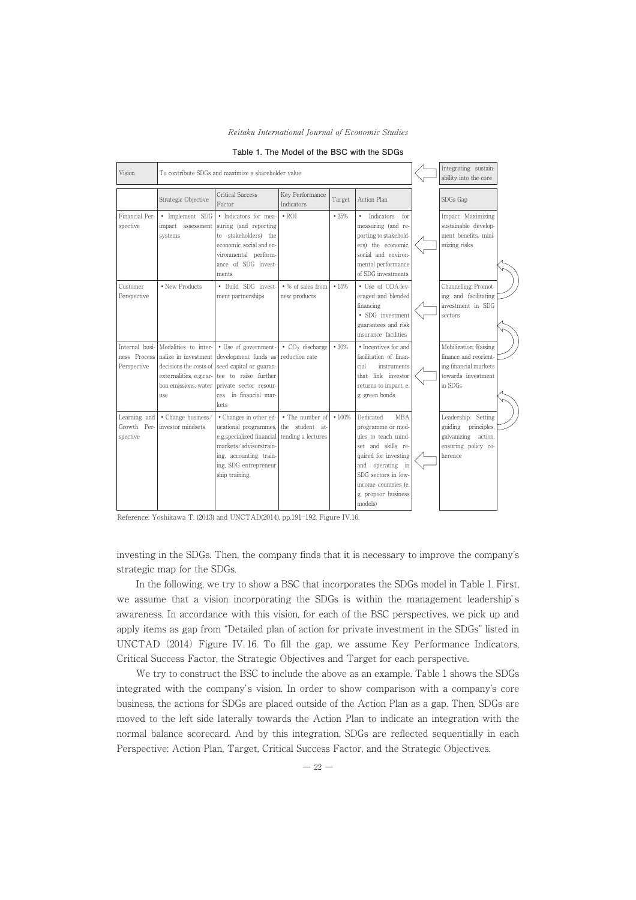**Table 1. The Model of the BSC with the SDGs**

| Vision | To contribute SDGs and maximize a shareholder value | | | | | | Integrating sustainability into the core |
|---|---|---|---|---|---|---|---|
| | Strategic Objective | Critical Success Factor | Key Performance Indicators | Target | Action Plan | | SDGs Gap |
| Financial Perspective | • Implement SDG impact assessment systems | • Indicators for measuring (and reporting to stakeholders) the economic, social and environmental performance of SDG investments | • ROI | • 25% | • Indicators for measuring (and reporting to stakeholders) the economic, social and environmental performance of SDG investments | ⟸ | Impact: Maximizing sustainable development benefits, minimizing risks |
| Customer Perspective | • New Products | • Build SDG investment partnerships | • % of sales from new products | • 15% | • Use of ODA-leveraged and blended financing • SDG investment guarantees and risk insurance facilities | ⟸ | Channelling: Promoting and facilitating investment in SDG sectors |
| Internal business Process Perspective | Modalities to internalize in investment decisions the costs of externalities, e.g.carbon emissions, water use | • Use of government-development funds as seed capital or guarantee to raise further private sector resources in financial markets | • $CO_2$ discharge reduction rate | • 30% | • Incentives for and facilitation of financial instruments that link investor returns to impact, e.g. green bonds | ⟸ | Mobilization: Raising finance and reorienting financial markets towards investment in SDGs |
| Learning and Growth Perspective | • Change business/investor mindsets | • Changes in other educational programmes, e.g.specialized financial markets/advisortraining, accounting training, SDG entrepreneur ship training. | • The number of the student attending a lectures | • 100% | Dedicated MBA programme or modules to teach mindset and skills required for investing and operating in SDG sectors in low-income countries (e.g. propoor business models) | ⟸ | Leadership: Setting guiding principles, galvanizing action, ensuring policy coherence |

Reference: Yoshikawa T. (2013) and UNCTAD(2014), pp.191–192, Figure IV.16.

investing in the SDGs. Then, the company finds that it is necessary to improve the company's strategic map for the SDGs.

In the following, we try to show a BSC that incorporates the SDGs model in Table 1. First, we assume that a vision incorporating the SDGs is within the management leadership's awareness. In accordance with this vision, for each of the BSC perspectives, we pick up and apply items as gap from "Detailed plan of action for private investment in the SDGs" listed in UNCTAD (2014) Figure IV. 16. To fill the gap, we assume Key Performance Indicators, Critical Success Factor, the Strategic Objectives and Target for each perspective.

We try to construct the BSC to include the above as an example. Table 1 shows the SDGs integrated with the company's vision. In order to show comparison with a company's core business, the actions for SDGs are placed outside of the Action Plan as a gap. Then, SDGs are moved to the left side laterally towards the Action Plan to indicate an integration with the normal balance scorecard. And by this integration, SDGs are reflected sequentially in each Perspective: Action Plan, Target, Critical Success Factor, and the Strategic Objectives.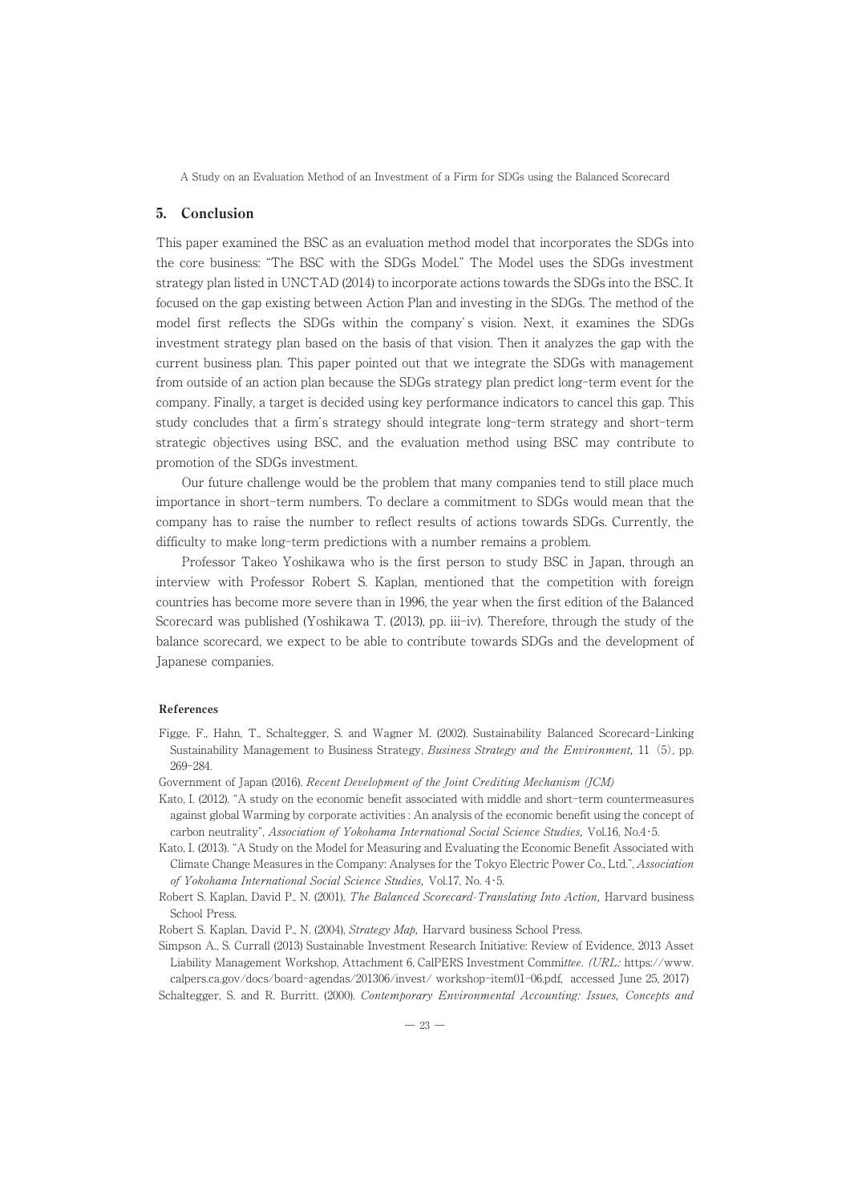## 5. Conclusion

This paper examined the BSC as an evaluation method model that incorporates the SDGs into the core business: "The BSC with the SDGs Model." The Model uses the SDGs investment strategy plan listed in UNCTAD (2014) to incorporate actions towards the SDGs into the BSC. It focused on the gap existing between Action Plan and investing in the SDGs. The method of the model first reflects the SDGs within the company's vision. Next, it examines the SDGs investment strategy plan based on the basis of that vision. Then it analyzes the gap with the current business plan. This paper pointed out that we integrate the SDGs with management from outside of an action plan because the SDGs strategy plan predict long-term event for the company. Finally, a target is decided using key performance indicators to cancel this gap. This study concludes that a firm's strategy should integrate long-term strategy and short-term strategic objectives using BSC, and the evaluation method using BSC may contribute to promotion of the SDGs investment.

Our future challenge would be the problem that many companies tend to still place much importance in short-term numbers. To declare a commitment to SDGs would mean that the company has to raise the number to reflect results of actions towards SDGs. Currently, the difficulty to make long-term predictions with a number remains a problem.

Professor Takeo Yoshikawa who is the first person to study BSC in Japan, through an interview with Professor Robert S. Kaplan, mentioned that the competition with foreign countries has become more severe than in 1996, the year when the first edition of the Balanced Scorecard was published (Yoshikawa T. (2013), pp. iii-iv). Therefore, through the study of the balance scorecard, we expect to be able to contribute towards SDGs and the development of Japanese companies.

### References

Figge, F., Hahn, T., Schaltegger, S. and Wagner M. (2002). Sustainability Balanced Scorecard-Linking Sustainability Management to Business Strategy, *Business Strategy and the Environment,* 11 (5), pp. 269-284.

Government of Japan (2016). *Recent Development of the Joint Crediting Mechanism (JCM)*

Kato, I. (2012). "A study on the economic benefit associated with middle and short-term countermeasures against global Warming by corporate activities : An analysis of the economic benefit using the concept of carbon neutrality", *Association of Yokohama International Social Science Studies,* Vol.16, No.4･5.

Kato, I. (2013). "A Study on the Model for Measuring and Evaluating the Economic Benefit Associated with Climate Change Measures in the Company: Analyses for the Tokyo Electric Power Co., Ltd.", *Association of Yokohama International Social Science Studies,* Vol.17, No. 4･5.

Robert S. Kaplan, David P., N. (2001), *The Balanced Scorecard-Translating Into Action,* Harvard business School Press.

Robert S. Kaplan, David P., N. (2004), *Strategy Map,* Harvard business School Press.

Simpson A., S. Currall (2013) Sustainable Investment Research Initiative: Review of Evidence, 2013 Asset Liability Management Workshop, Attachment 6, CalPERS Investment Comm*ittee. (URL:* https://www.calpers.ca.gov/docs/board-agendas/201306/invest/ workshop-item01-06.pdf, accessed June 25, 2017)

Schaltegger, S. and R. Burritt. (2000). *Contemporary Environmental Accounting: Issues, Concepts and*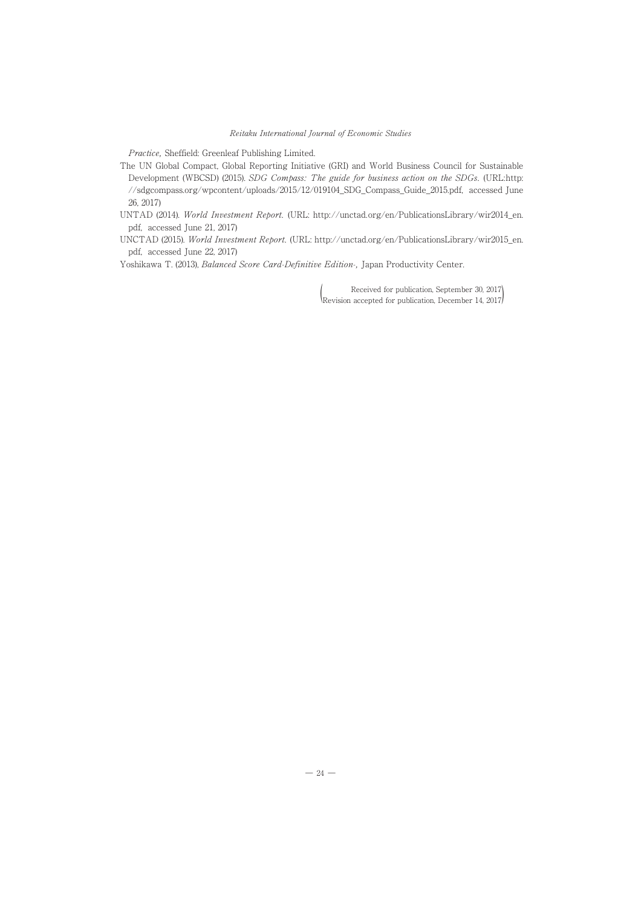*Practice,* Sheffield: Greenleaf Publishing Limited.

The UN Global Compact, Global Reporting Initiative (GRI) and World Business Council for Sustainable Development (WBCSD) (2015). *SDG Compass: The guide for business action on the SDGs.* (URL:http://sdgcompass.org/wpcontent/uploads/2015/12/019104_SDG_Compass_Guide_2015.pdf, accessed June 26, 2017)

UNTAD (2014). *World Investment Report.* (URL: http://unctad.org/en/PublicationsLibrary/wir2014_en.pdf, accessed June 21, 2017)

UNCTAD (2015). *World Investment Report.* (URL: http://unctad.org/en/PublicationsLibrary/wir2015_en.pdf, accessed June 22, 2017)

Yoshikawa T. (2013), *Balanced Score Card-Definitive Edition-,* Japan Productivity Center.

(Received for publication, September 30, 2017
Revision accepted for publication, December 14, 2017)